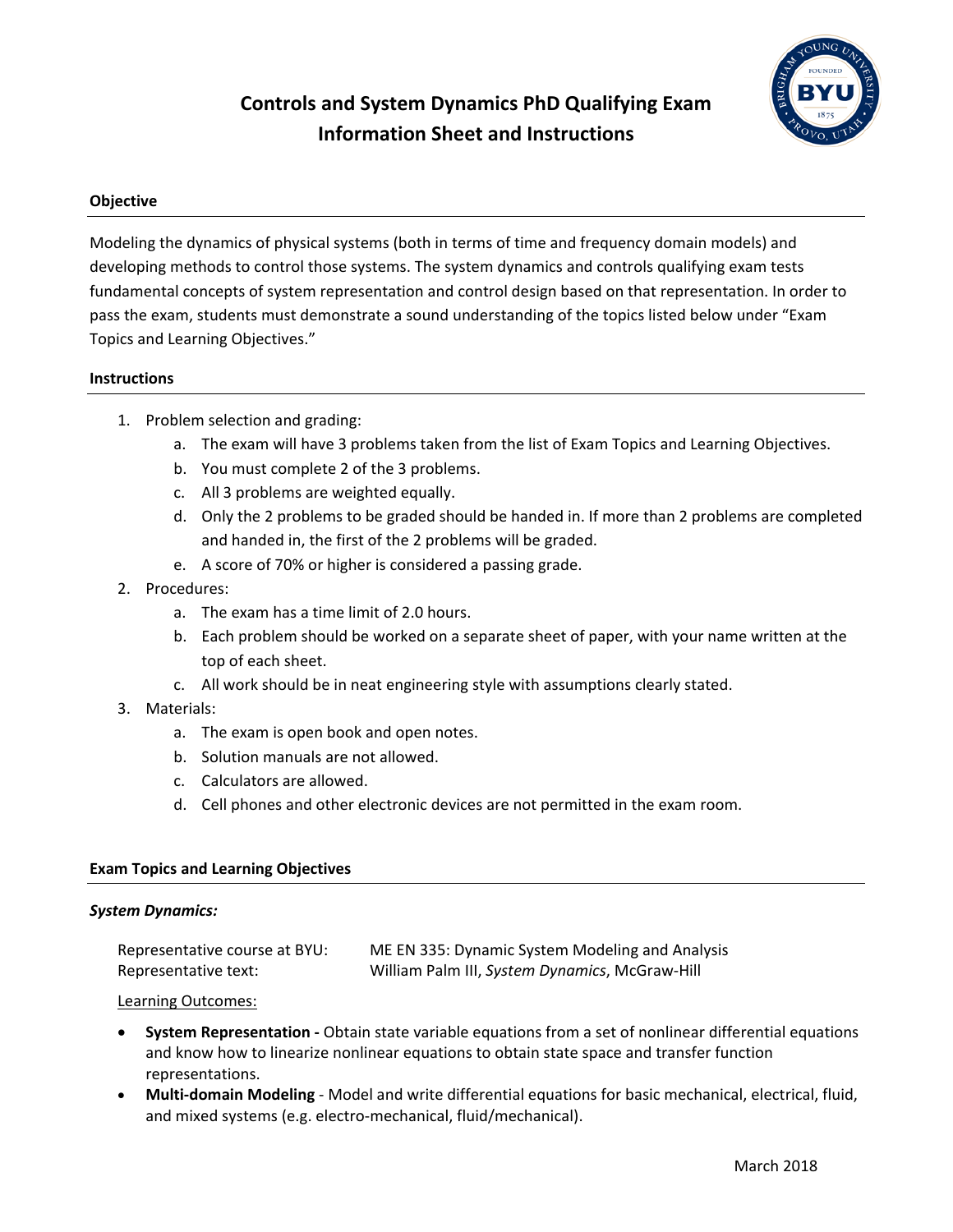# Controls and System Dynamics PhD Qualifying Exam
# Information Sheet and Instructions

## Objective

Modeling the dynamics of physical systems (both in terms of time and frequency domain models) and developing methods to control those systems. The system dynamics and controls qualifying exam tests fundamental concepts of system representation and control design based on that representation. In order to pass the exam, students must demonstrate a sound understanding of the topics listed below under "Exam Topics and Learning Objectives."

## Instructions

1. Problem selection and grading:
   a. The exam will have 3 problems taken from the list of Exam Topics and Learning Objectives.
   b. You must complete 2 of the 3 problems.
   c. All 3 problems are weighted equally.
   d. Only the 2 problems to be graded should be handed in. If more than 2 problems are completed and handed in, the first of the 2 problems will be graded.
   e. A score of 70% or higher is considered a passing grade.
2. Procedures:
   a. The exam has a time limit of 2.0 hours.
   b. Each problem should be worked on a separate sheet of paper, with your name written at the top of each sheet.
   c. All work should be in neat engineering style with assumptions clearly stated.
3. Materials:
   a. The exam is open book and open notes.
   b. Solution manuals are not allowed.
   c. Calculators are allowed.
   d. Cell phones and other electronic devices are not permitted in the exam room.

## Exam Topics and Learning Objectives

### *System Dynamics:*

| | |
|---|---|
| Representative course at BYU: | ME EN 335: Dynamic System Modeling and Analysis |
| Representative text: | William Palm III, *System Dynamics*, McGraw-Hill |

<u>Learning Outcomes:</u>

- **System Representation -** Obtain state variable equations from a set of nonlinear differential equations and know how to linearize nonlinear equations to obtain state space and transfer function representations.
- **Multi-domain Modeling** - Model and write differential equations for basic mechanical, electrical, fluid, and mixed systems (e.g. electro-mechanical, fluid/mechanical).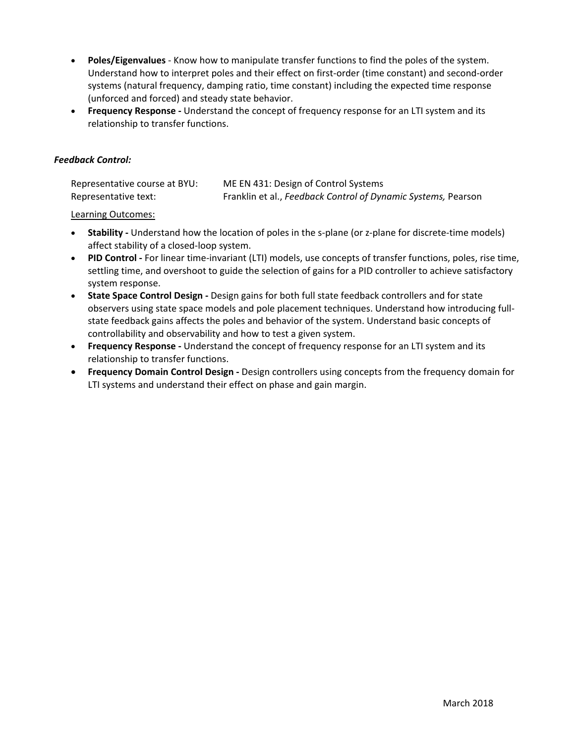- **Poles/Eigenvalues** - Know how to manipulate transfer functions to find the poles of the system. Understand how to interpret poles and their effect on first-order (time constant) and second-order systems (natural frequency, damping ratio, time constant) including the expected time response (unforced and forced) and steady state behavior.
- **Frequency Response -** Understand the concept of frequency response for an LTI system and its relationship to transfer functions.

### *Feedback Control:*

Representative course at BYU: ME EN 431: Design of Control Systems
Representative text: Franklin et al., *Feedback Control of Dynamic Systems,* Pearson

Learning Outcomes:

- **Stability -** Understand how the location of poles in the s-plane (or z-plane for discrete-time models) affect stability of a closed-loop system.
- **PID Control -** For linear time-invariant (LTI) models, use concepts of transfer functions, poles, rise time, settling time, and overshoot to guide the selection of gains for a PID controller to achieve satisfactory system response.
- **State Space Control Design -** Design gains for both full state feedback controllers and for state observers using state space models and pole placement techniques. Understand how introducing full-state feedback gains affects the poles and behavior of the system. Understand basic concepts of controllability and observability and how to test a given system.
- **Frequency Response -** Understand the concept of frequency response for an LTI system and its relationship to transfer functions.
- **Frequency Domain Control Design -** Design controllers using concepts from the frequency domain for LTI systems and understand their effect on phase and gain margin.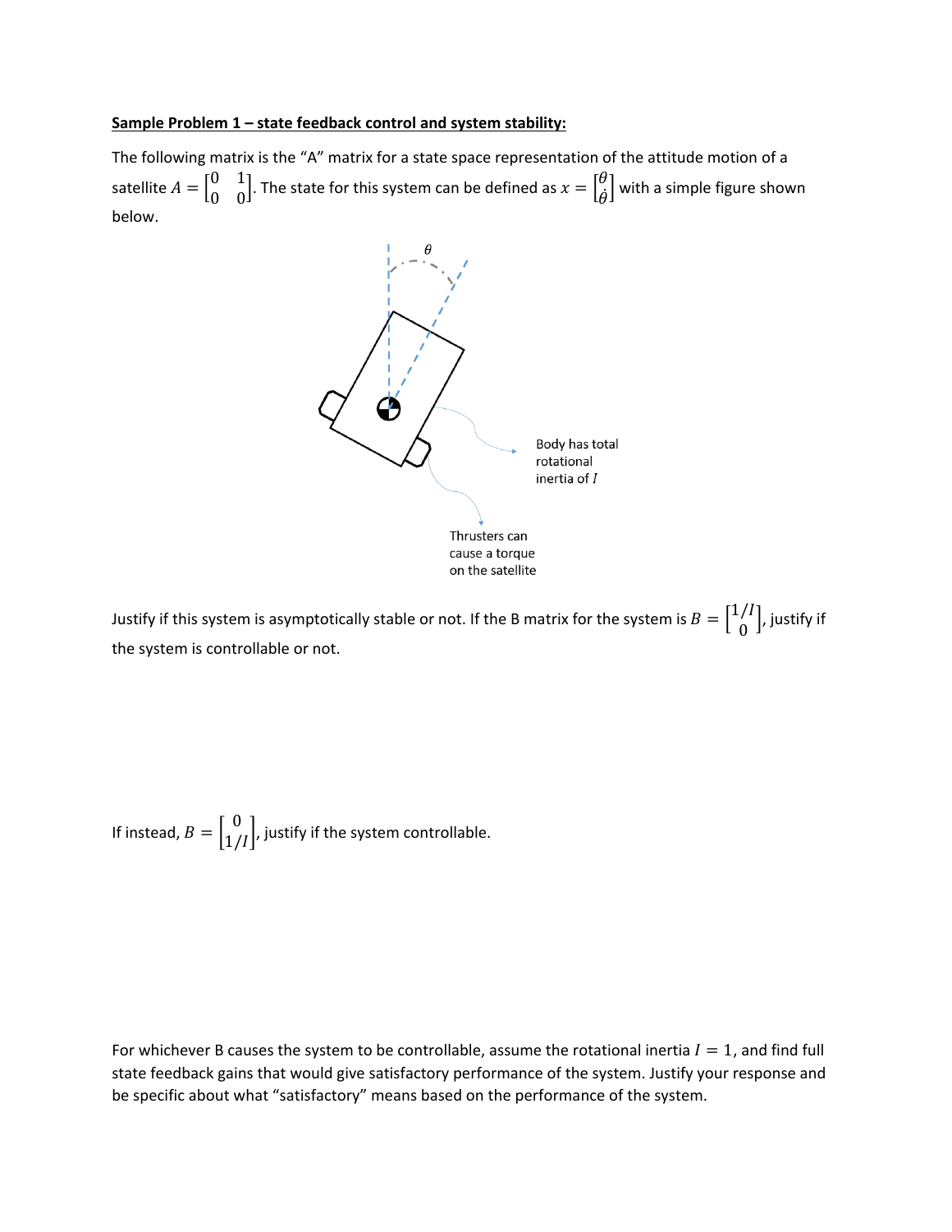**Sample Problem 1 – state feedback control and system stability:**

The following matrix is the "A" matrix for a state space representation of the attitude motion of a satellite $A = \begin{bmatrix} 0 & 1 \\ 0 & 0 \end{bmatrix}$. The state for this system can be defined as $x = \begin{bmatrix} \theta \\ \dot{\theta} \end{bmatrix}$ with a simple figure shown below.

$\theta$

Body has total rotational inertia of $I$

Thrusters can cause a torque on the satellite

Justify if this system is asymptotically stable or not. If the B matrix for the system is $B = \begin{bmatrix} 1/I \\ 0 \end{bmatrix}$, justify if the system is controllable or not.

If instead, $B = \begin{bmatrix} 0 \\ 1/I \end{bmatrix}$, justify if the system controllable.

For whichever B causes the system to be controllable, assume the rotational inertia $I = 1$, and find full state feedback gains that would give satisfactory performance of the system. Justify your response and be specific about what "satisfactory" means based on the performance of the system.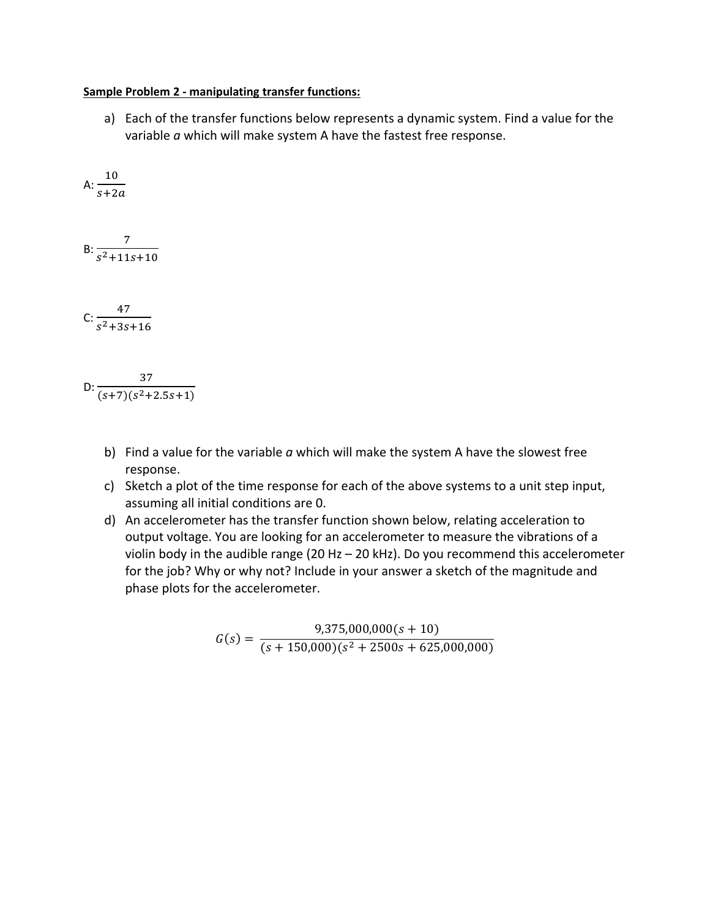**Sample Problem 2 - manipulating transfer functions:**

a) Each of the transfer functions below represents a dynamic system. Find a value for the variable *a* which will make system A have the fastest free response.

A: $\frac{10}{s+2a}$

B: $\frac{7}{s^2+11s+10}$

C: $\frac{47}{s^2+3s+16}$

D: $\frac{37}{(s+7)(s^2+2.5s+1)}$

b) Find a value for the variable *a* which will make the system A have the slowest free response.

c) Sketch a plot of the time response for each of the above systems to a unit step input, assuming all initial conditions are 0.

d) An accelerometer has the transfer function shown below, relating acceleration to output voltage. You are looking for an accelerometer to measure the vibrations of a violin body in the audible range (20 Hz – 20 kHz). Do you recommend this accelerometer for the job? Why or why not? Include in your answer a sketch of the magnitude and phase plots for the accelerometer.

$$G(s) = \frac{9{,}375{,}000{,}000(s+10)}{(s+150{,}000)(s^2+2500s+625{,}000{,}000)}$$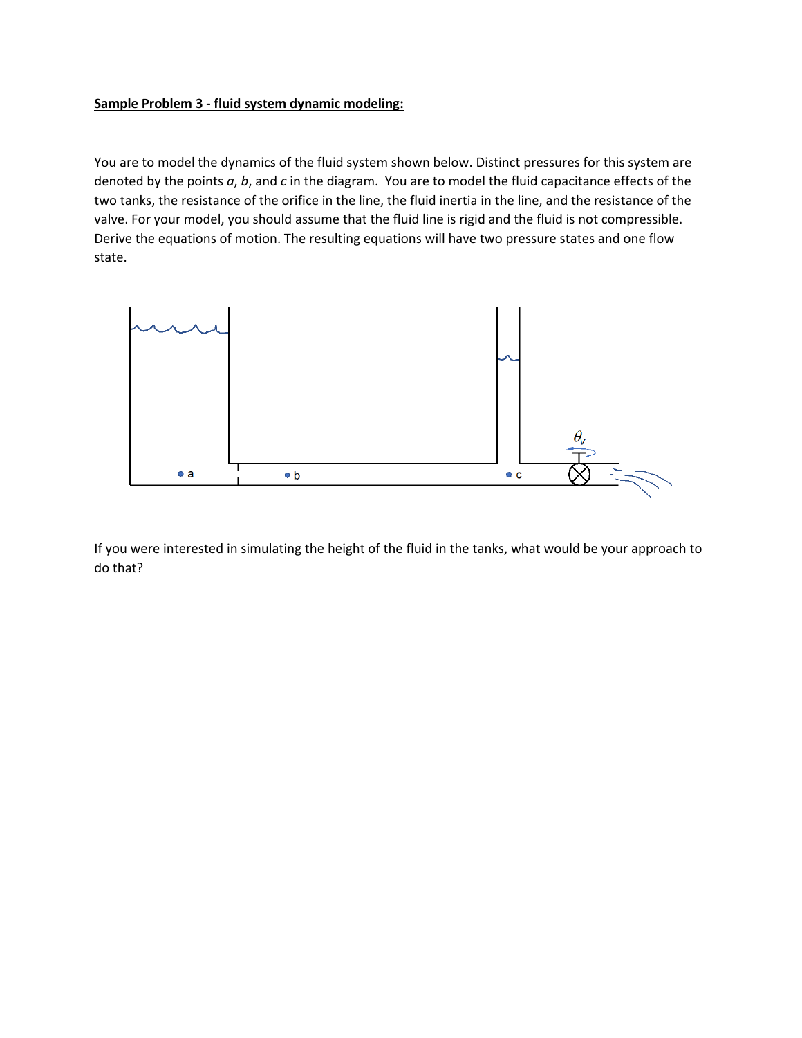**Sample Problem 3 - fluid system dynamic modeling:**

You are to model the dynamics of the fluid system shown below. Distinct pressures for this system are denoted by the points *a*, *b*, and *c* in the diagram. You are to model the fluid capacitance effects of the two tanks, the resistance of the orifice in the line, the fluid inertia in the line, and the resistance of the valve. For your model, you should assume that the fluid line is rigid and the fluid is not compressible. Derive the equations of motion. The resulting equations will have two pressure states and one flow state.

If you were interested in simulating the height of the fluid in the tanks, what would be your approach to do that?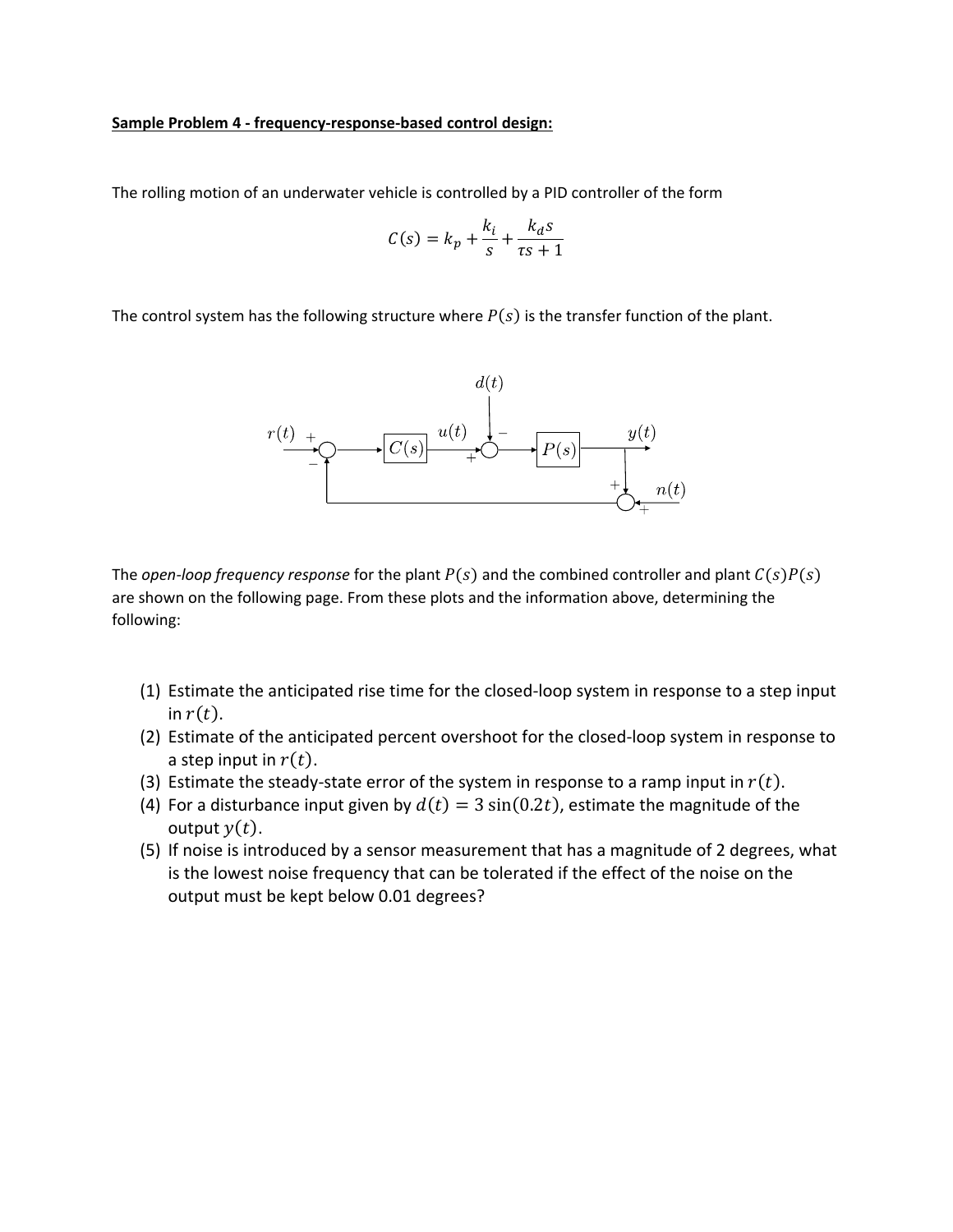**Sample Problem 4 - frequency-response-based control design:**

The rolling motion of an underwater vehicle is controlled by a PID controller of the form

$$C(s) = k_p + \frac{k_i}{s} + \frac{k_d s}{\tau s + 1}$$

The control system has the following structure where $P(s)$ is the transfer function of the plant.

The *open-loop frequency response* for the plant $P(s)$ and the combined controller and plant $C(s)P(s)$ are shown on the following page. From these plots and the information above, determining the following:

(1) Estimate the anticipated rise time for the closed-loop system in response to a step input in $r(t)$.
(2) Estimate of the anticipated percent overshoot for the closed-loop system in response to a step input in $r(t)$.
(3) Estimate the steady-state error of the system in response to a ramp input in $r(t)$.
(4) For a disturbance input given by $d(t) = 3\sin(0.2t)$, estimate the magnitude of the output $y(t)$.
(5) If noise is introduced by a sensor measurement that has a magnitude of 2 degrees, what is the lowest noise frequency that can be tolerated if the effect of the noise on the output must be kept below 0.01 degrees?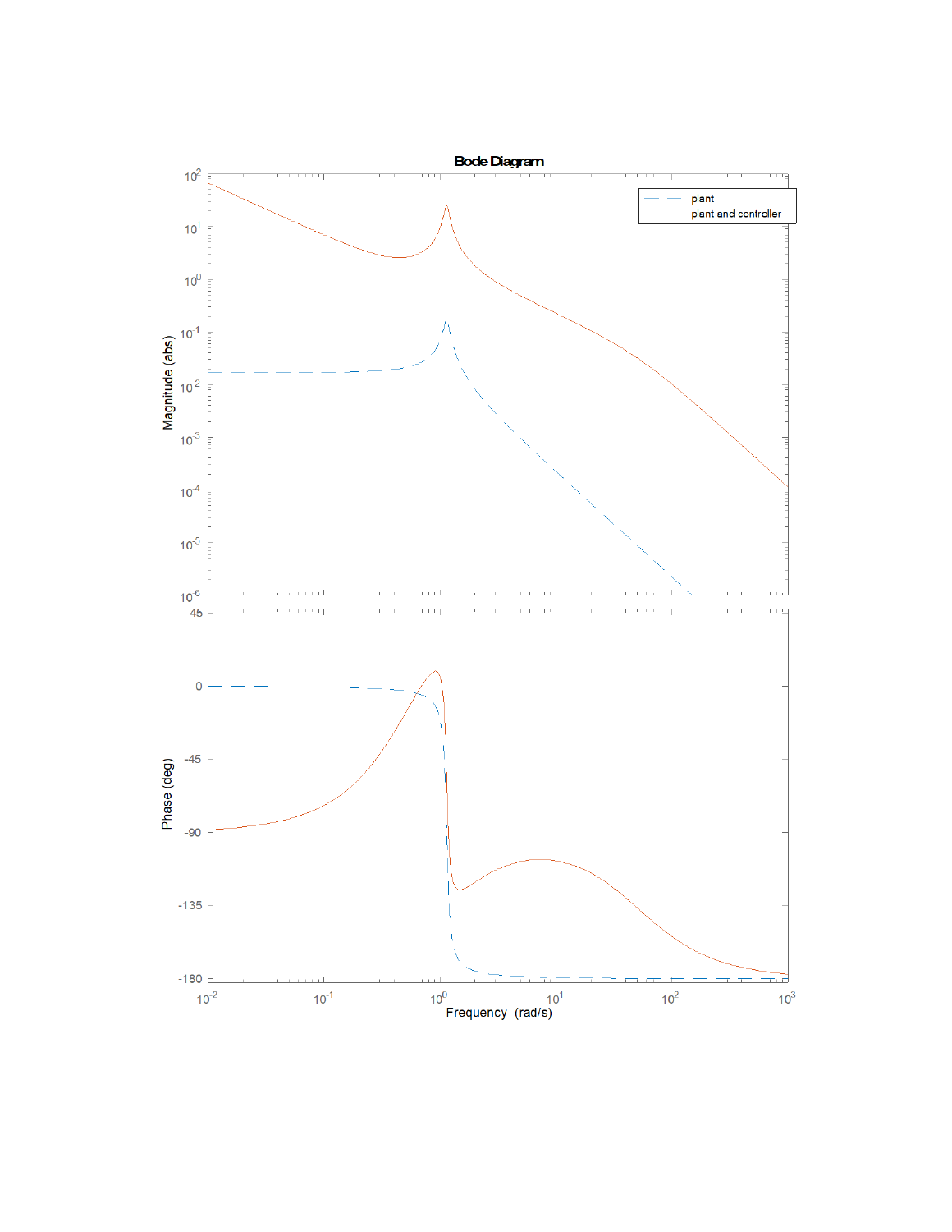**Bode Diagram**

- plant
- plant and controller

Magnitude (abs)

Phase (deg)

Frequency (rad/s)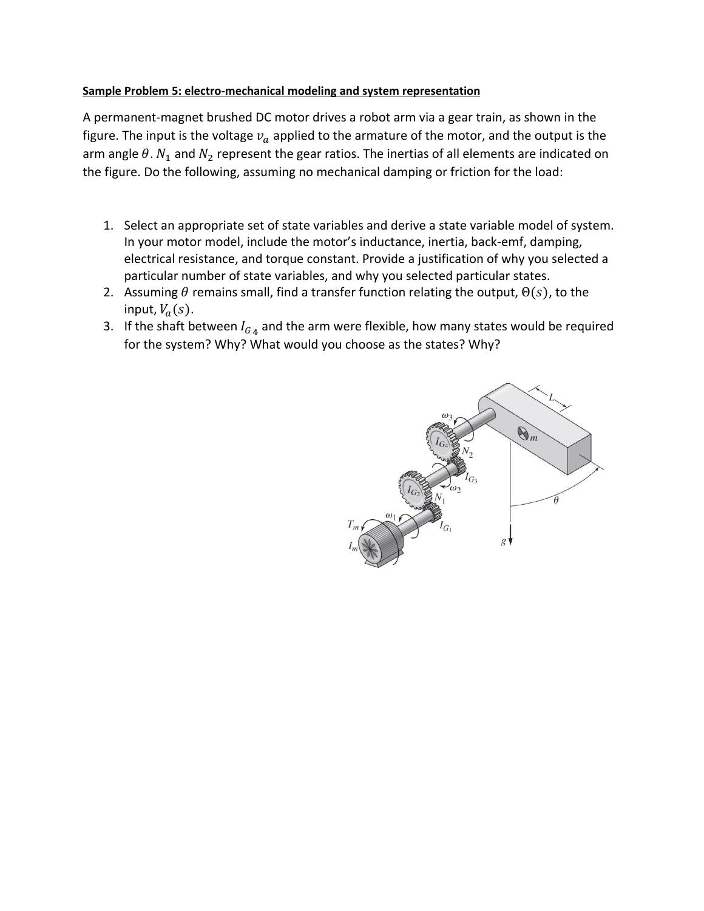**Sample Problem 5: electro-mechanical modeling and system representation**

A permanent-magnet brushed DC motor drives a robot arm via a gear train, as shown in the figure. The input is the voltage $v_a$ applied to the armature of the motor, and the output is the arm angle $\theta$. $N_1$ and $N_2$ represent the gear ratios. The inertias of all elements are indicated on the figure. Do the following, assuming no mechanical damping or friction for the load:

1. Select an appropriate set of state variables and derive a state variable model of system. In your motor model, include the motor's inductance, inertia, back-emf, damping, electrical resistance, and torque constant. Provide a justification of why you selected a particular number of state variables, and why you selected particular states.
2. Assuming $\theta$ remains small, find a transfer function relating the output, $\Theta(s)$, to the input, $V_a(s)$.
3. If the shaft between $I_{G4}$ and the arm were flexible, how many states would be required for the system? Why? What would you choose as the states? Why?